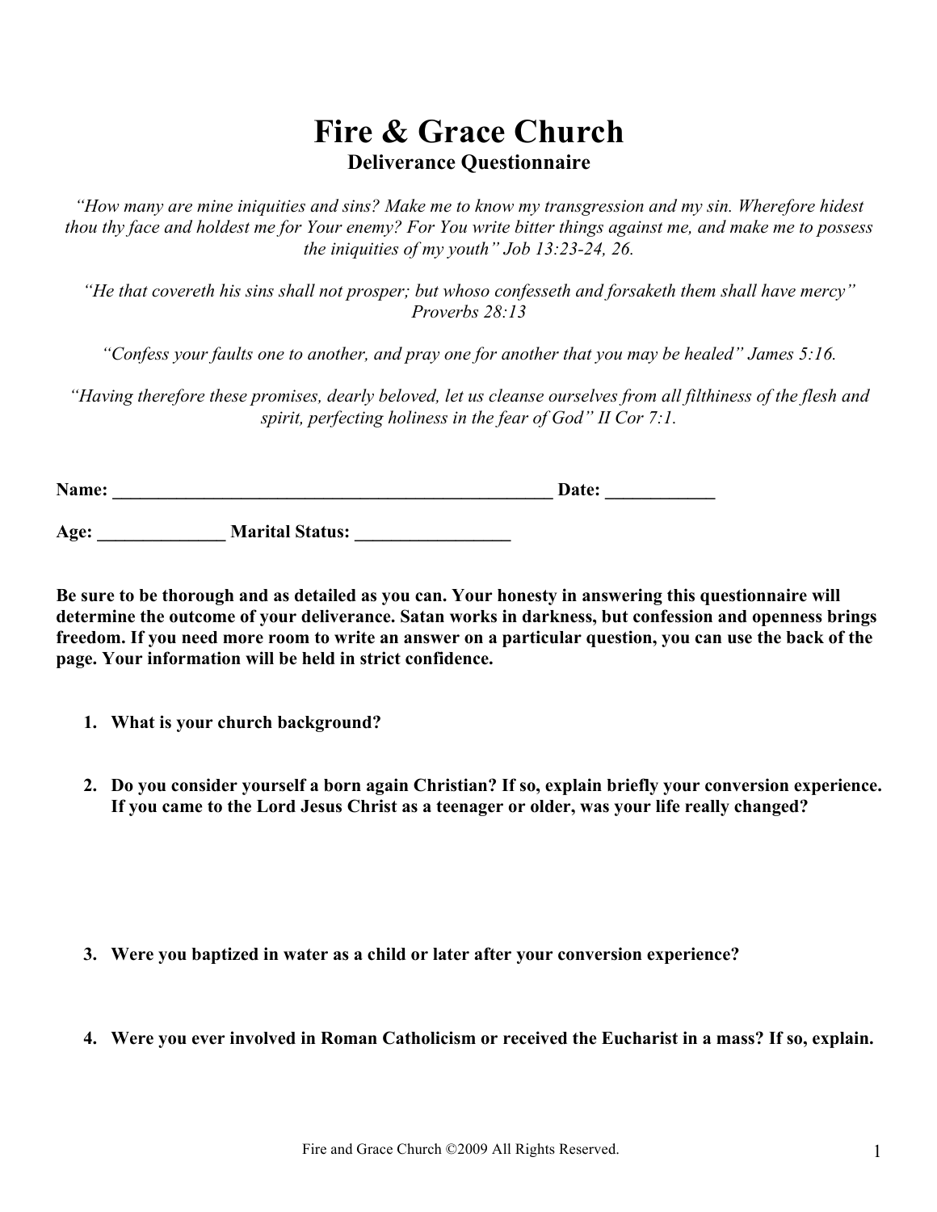# Fire & Grace Church

## Deliverance Questionnaire

*"How many are mine iniquities and sins? Make me to know my transgression and my sin. Wherefore hidest thou thy face and holdest me for Your enemy? For You write bitter things against me, and make me to possess the iniquities of my youth" Job 13:23-24, 26.*

*"He that covereth his sins shall not prosper; but whoso confesseth and forsaketh them shall have mercy" Proverbs 28:13*

*"Confess your faults one to another, and pray one for another that you may be healed" James 5:16.*

*"Having therefore these promises, dearly beloved, let us cleanse ourselves from all filthiness of the flesh and spirit, perfecting holiness in the fear of God" II Cor 7:1.*

**Name: ________________________________________________ Date: ____________**

**Age: ______________ Marital Status: _________________**

**Be sure to be thorough and as detailed as you can. Your honesty in answering this questionnaire will determine the outcome of your deliverance. Satan works in darkness, but confession and openness brings freedom. If you need more room to write an answer on a particular question, you can use the back of the page. Your information will be held in strict confidence.**

1. **What is your church background?**

2. **Do you consider yourself a born again Christian? If so, explain briefly your conversion experience. If you came to the Lord Jesus Christ as a teenager or older, was your life really changed?**

3. **Were you baptized in water as a child or later after your conversion experience?**

4. **Were you ever involved in Roman Catholicism or received the Eucharist in a mass? If so, explain.**

Fire and Grace Church ©2009 All Rights Reserved.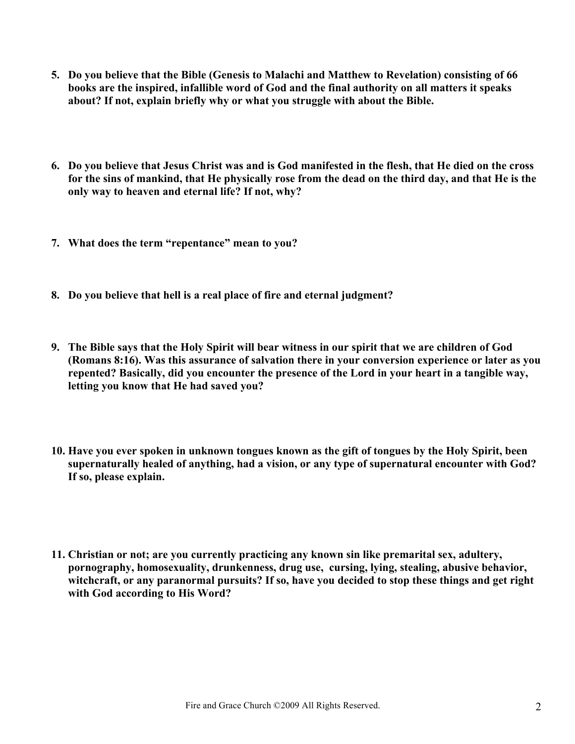5. **Do you believe that the Bible (Genesis to Malachi and Matthew to Revelation) consisting of 66 books are the inspired, infallible word of God and the final authority on all matters it speaks about? If not, explain briefly why or what you struggle with about the Bible.**

6. **Do you believe that Jesus Christ was and is God manifested in the flesh, that He died on the cross for the sins of mankind, that He physically rose from the dead on the third day, and that He is the only way to heaven and eternal life? If not, why?**

7. **What does the term "repentance" mean to you?**

8. **Do you believe that hell is a real place of fire and eternal judgment?**

9. **The Bible says that the Holy Spirit will bear witness in our spirit that we are children of God (Romans 8:16). Was this assurance of salvation there in your conversion experience or later as you repented? Basically, did you encounter the presence of the Lord in your heart in a tangible way, letting you know that He had saved you?**

10. **Have you ever spoken in unknown tongues known as the gift of tongues by the Holy Spirit, been supernaturally healed of anything, had a vision, or any type of supernatural encounter with God? If so, please explain.**

11. **Christian or not; are you currently practicing any known sin like premarital sex, adultery, pornography, homosexuality, drunkenness, drug use, cursing, lying, stealing, abusive behavior, witchcraft, or any paranormal pursuits? If so, have you decided to stop these things and get right with God according to His Word?**

Fire and Grace Church ©2009 All Rights Reserved.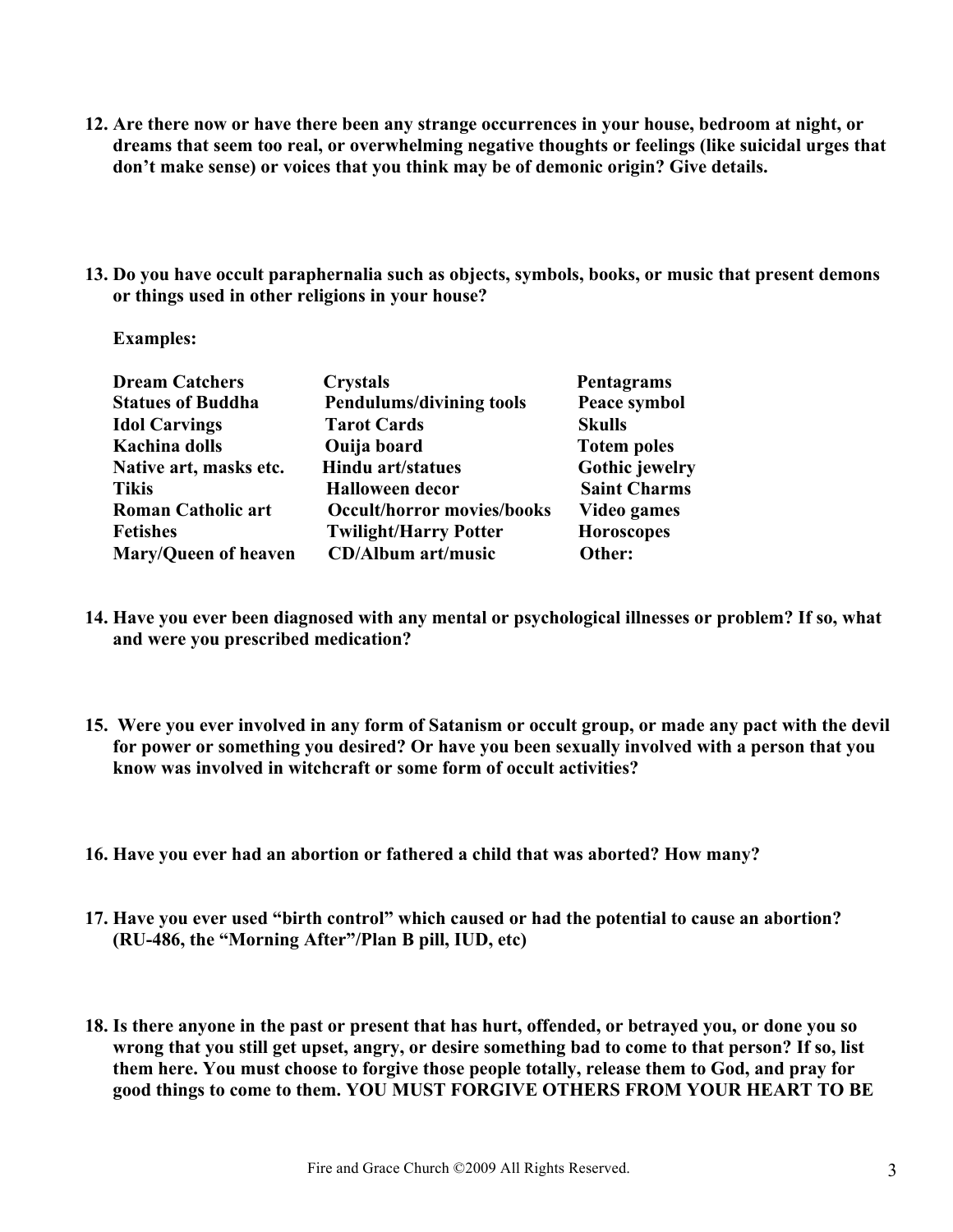**12. Are there now or have there been any strange occurrences in your house, bedroom at night, or dreams that seem too real, or overwhelming negative thoughts or feelings (like suicidal urges that don't make sense) or voices that you think may be of demonic origin? Give details.**

**13. Do you have occult paraphernalia such as objects, symbols, books, or music that present demons or things used in other religions in your house?**

**Examples:**

| | | |
|---|---|---|
| **Dream Catchers** | **Crystals** | **Pentagrams** |
| **Statues of Buddha** | **Pendulums/divining tools** | **Peace symbol** |
| **Idol Carvings** | **Tarot Cards** | **Skulls** |
| **Kachina dolls** | **Ouija board** | **Totem poles** |
| **Native art, masks etc.** | **Hindu art/statues** | **Gothic jewelry** |
| **Tikis** | **Halloween decor** | **Saint Charms** |
| **Roman Catholic art** | **Occult/horror movies/books** | **Video games** |
| **Fetishes** | **Twilight/Harry Potter** | **Horoscopes** |
| **Mary/Queen of heaven** | **CD/Album art/music** | **Other:** |

**14. Have you ever been diagnosed with any mental or psychological illnesses or problem? If so, what and were you prescribed medication?**

**15. Were you ever involved in any form of Satanism or occult group, or made any pact with the devil for power or something you desired? Or have you been sexually involved with a person that you know was involved in witchcraft or some form of occult activities?**

**16. Have you ever had an abortion or fathered a child that was aborted? How many?**

**17. Have you ever used "birth control" which caused or had the potential to cause an abortion? (RU-486, the "Morning After"/Plan B pill, IUD, etc)**

**18. Is there anyone in the past or present that has hurt, offended, or betrayed you, or done you so wrong that you still get upset, angry, or desire something bad to come to that person? If so, list them here. You must choose to forgive those people totally, release them to God, and pray for good things to come to them. YOU MUST FORGIVE OTHERS FROM YOUR HEART TO BE**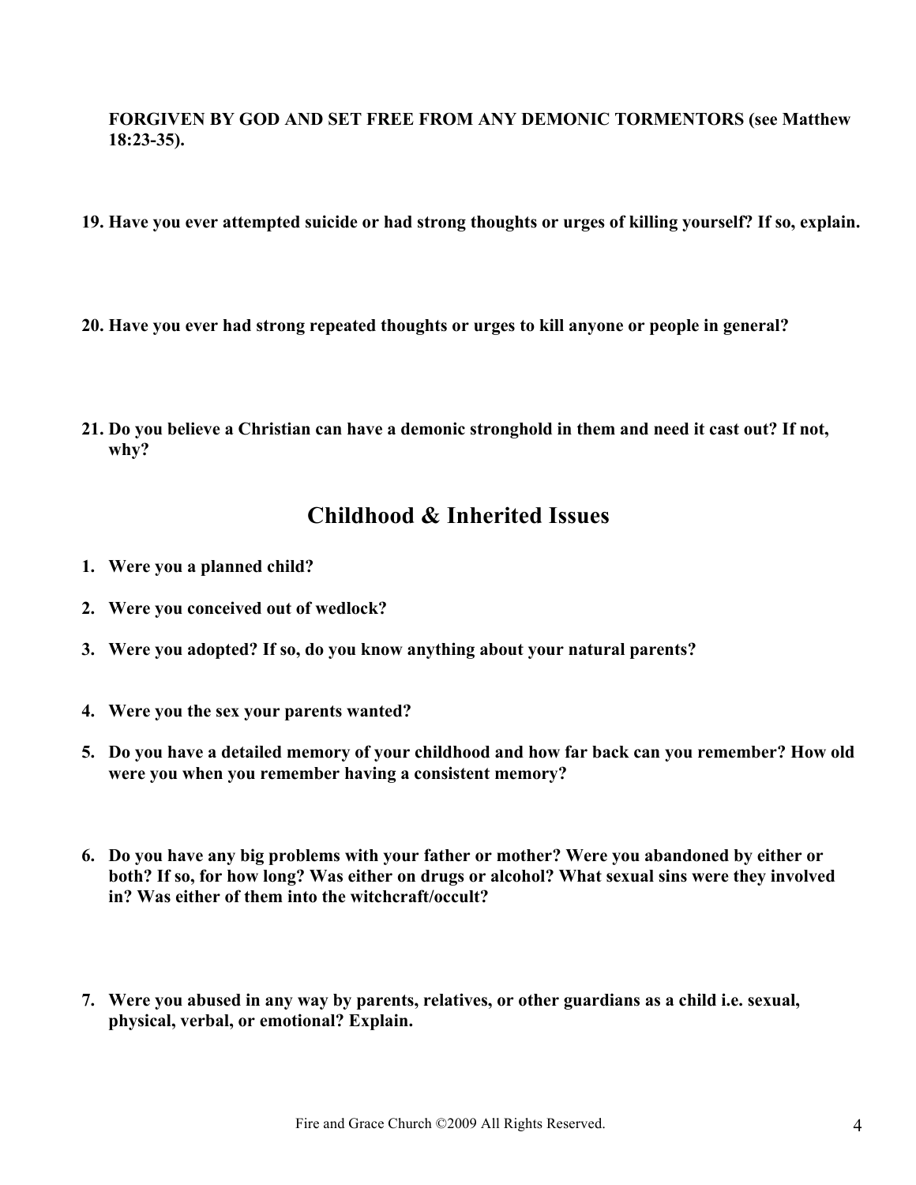**FORGIVEN BY GOD AND SET FREE FROM ANY DEMONIC TORMENTORS (see Matthew 18:23-35).**

19. **Have you ever attempted suicide or had strong thoughts or urges of killing yourself? If so, explain.**

20. **Have you ever had strong repeated thoughts or urges to kill anyone or people in general?**

21. **Do you believe a Christian can have a demonic stronghold in them and need it cast out? If not, why?**

## Childhood & Inherited Issues

1. **Were you a planned child?**
2. **Were you conceived out of wedlock?**
3. **Were you adopted? If so, do you know anything about your natural parents?**
4. **Were you the sex your parents wanted?**
5. **Do you have a detailed memory of your childhood and how far back can you remember? How old were you when you remember having a consistent memory?**
6. **Do you have any big problems with your father or mother? Were you abandoned by either or both? If so, for how long? Was either on drugs or alcohol? What sexual sins were they involved in? Was either of them into the witchcraft/occult?**
7. **Were you abused in any way by parents, relatives, or other guardians as a child i.e. sexual, physical, verbal, or emotional? Explain.**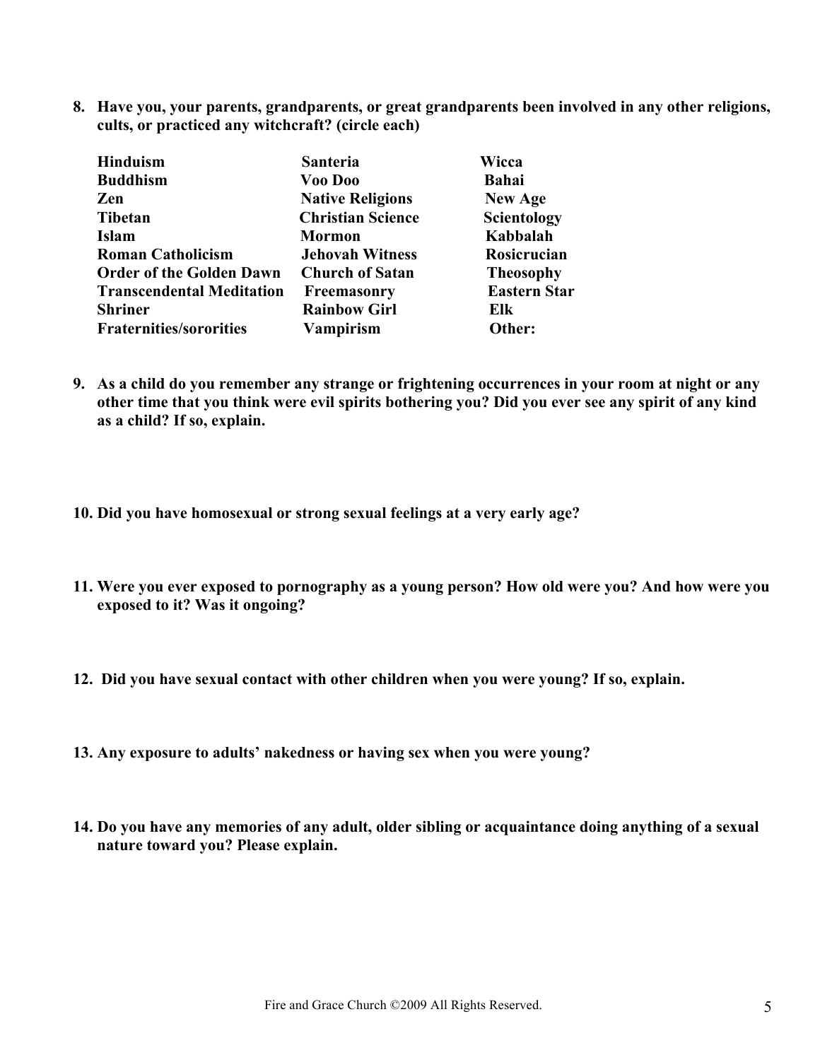8. **Have you, your parents, grandparents, or great grandparents been involved in any other religions, cults, or practiced any witchcraft? (circle each)**

| | | |
|---|---|---|
| **Hinduism** | **Santeria** | **Wicca** |
| **Buddhism** | **Voo Doo** | **Bahai** |
| **Zen** | **Native Religions** | **New Age** |
| **Tibetan** | **Christian Science** | **Scientology** |
| **Islam** | **Mormon** | **Kabbalah** |
| **Roman Catholicism** | **Jehovah Witness** | **Rosicrucian** |
| **Order of the Golden Dawn** | **Church of Satan** | **Theosophy** |
| **Transcendental Meditation** | **Freemasonry** | **Eastern Star** |
| **Shriner** | **Rainbow Girl** | **Elk** |
| **Fraternities/sororities** | **Vampirism** | **Other:** |

9. **As a child do you remember any strange or frightening occurrences in your room at night or any other time that you think were evil spirits bothering you? Did you ever see any spirit of any kind as a child? If so, explain.**

10. **Did you have homosexual or strong sexual feelings at a very early age?**

11. **Were you ever exposed to pornography as a young person? How old were you? And how were you exposed to it? Was it ongoing?**

12. **Did you have sexual contact with other children when you were young? If so, explain.**

13. **Any exposure to adults' nakedness or having sex when you were young?**

14. **Do you have any memories of any adult, older sibling or acquaintance doing anything of a sexual nature toward you? Please explain.**

Fire and Grace Church ©2009 All Rights Reserved.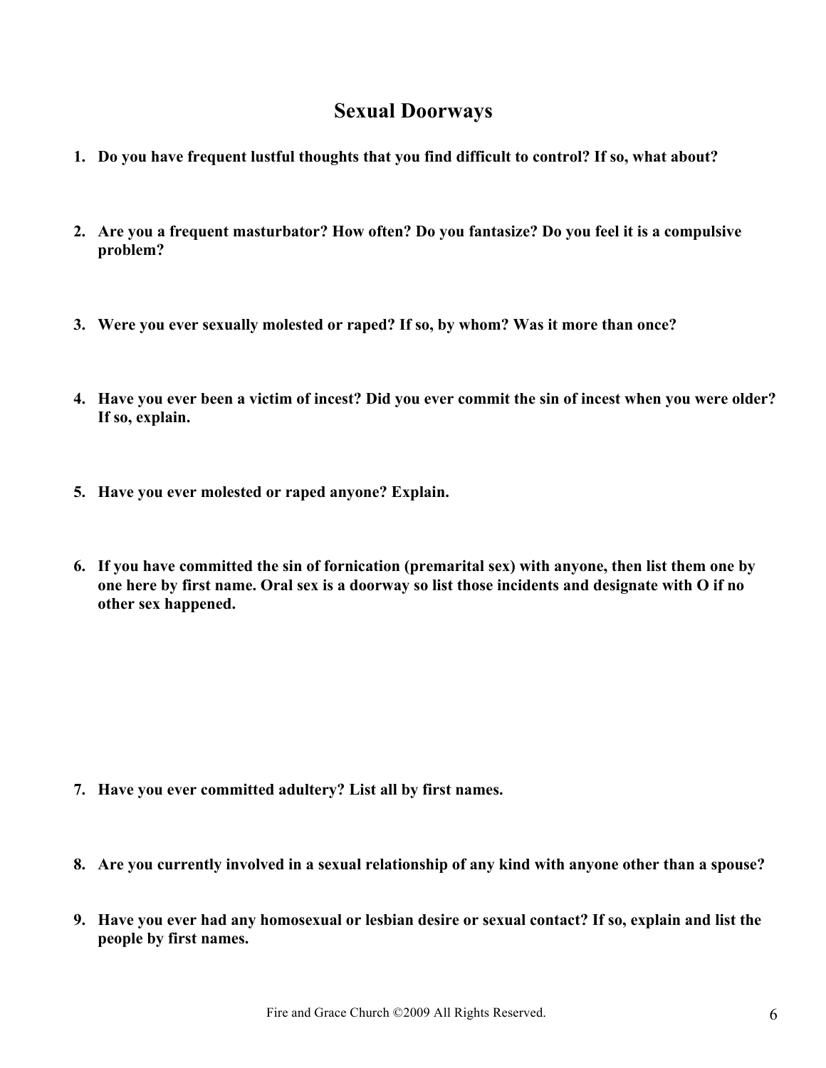## Sexual Doorways

1. **Do you have frequent lustful thoughts that you find difficult to control? If so, what about?**

2. **Are you a frequent masturbator? How often? Do you fantasize? Do you feel it is a compulsive problem?**

3. **Were you ever sexually molested or raped? If so, by whom? Was it more than once?**

4. **Have you ever been a victim of incest? Did you ever commit the sin of incest when you were older? If so, explain.**

5. **Have you ever molested or raped anyone? Explain.**

6. **If you have committed the sin of fornication (premarital sex) with anyone, then list them one by one here by first name. Oral sex is a doorway so list those incidents and designate with O if no other sex happened.**

7. **Have you ever committed adultery? List all by first names.**

8. **Are you currently involved in a sexual relationship of any kind with anyone other than a spouse?**

9. **Have you ever had any homosexual or lesbian desire or sexual contact? If so, explain and list the people by first names.**

Fire and Grace Church ©2009 All Rights Reserved.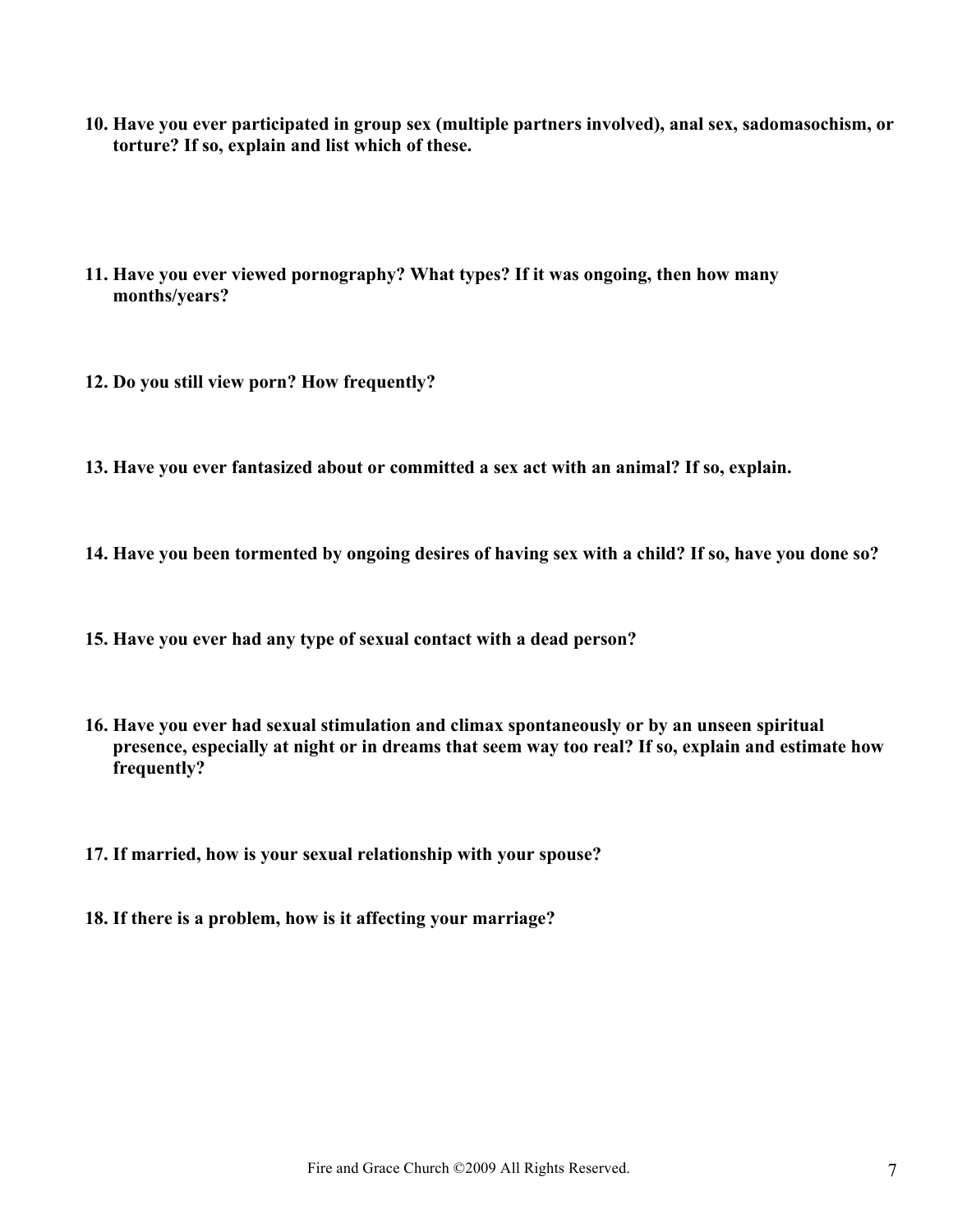**10. Have you ever participated in group sex (multiple partners involved), anal sex, sadomasochism, or torture? If so, explain and list which of these.**

**11. Have you ever viewed pornography? What types? If it was ongoing, then how many months/years?**

**12. Do you still view porn? How frequently?**

**13. Have you ever fantasized about or committed a sex act with an animal? If so, explain.**

**14. Have you been tormented by ongoing desires of having sex with a child? If so, have you done so?**

**15. Have you ever had any type of sexual contact with a dead person?**

**16. Have you ever had sexual stimulation and climax spontaneously or by an unseen spiritual presence, especially at night or in dreams that seem way too real? If so, explain and estimate how frequently?**

**17. If married, how is your sexual relationship with your spouse?**

**18. If there is a problem, how is it affecting your marriage?**

Fire and Grace Church ©2009 All Rights Reserved.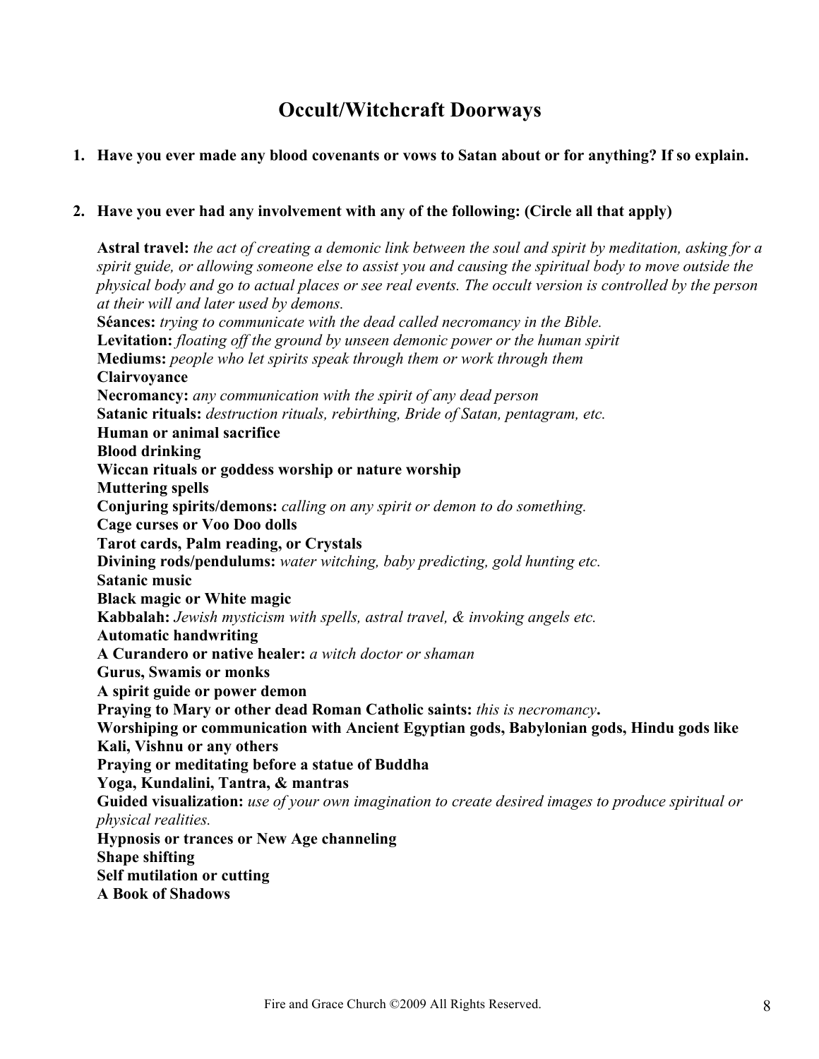# Occult/Witchcraft Doorways

1. **Have you ever made any blood covenants or vows to Satan about or for anything? If so explain.**

2. **Have you ever had any involvement with any of the following: (Circle all that apply)**

   **Astral travel:** *the act of creating a demonic link between the soul and spirit by meditation, asking for a spirit guide, or allowing someone else to assist you and causing the spiritual body to move outside the physical body and go to actual places or see real events. The occult version is controlled by the person at their will and later used by demons.*
   **Séances:** *trying to communicate with the dead called necromancy in the Bible.*
   **Levitation:** *floating off the ground by unseen demonic power or the human spirit*
   **Mediums:** *people who let spirits speak through them or work through them*
   **Clairvoyance**
   **Necromancy:** *any communication with the spirit of any dead person*
   **Satanic rituals:** *destruction rituals, rebirthing, Bride of Satan, pentagram, etc.*
   **Human or animal sacrifice**
   **Blood drinking**
   **Wiccan rituals or goddess worship or nature worship**
   **Muttering spells**
   **Conjuring spirits/demons:** *calling on any spirit or demon to do something.*
   **Cage curses or Voo Doo dolls**
   **Tarot cards, Palm reading, or Crystals**
   **Divining rods/pendulums:** *water witching, baby predicting, gold hunting etc.*
   **Satanic music**
   **Black magic or White magic**
   **Kabbalah:** *Jewish mysticism with spells, astral travel, & invoking angels etc.*
   **Automatic handwriting**
   **A Curandero or native healer:** *a witch doctor or shaman*
   **Gurus, Swamis or monks**
   **A spirit guide or power demon**
   **Praying to Mary or other dead Roman Catholic saints:** *this is necromancy***.**
   **Worshiping or communication with Ancient Egyptian gods, Babylonian gods, Hindu gods like Kali, Vishnu or any others**
   **Praying or meditating before a statue of Buddha**
   **Yoga, Kundalini, Tantra, & mantras**
   **Guided visualization:** *use of your own imagination to create desired images to produce spiritual or physical realities.*
   **Hypnosis or trances or New Age channeling**
   **Shape shifting**
   **Self mutilation or cutting**
   **A Book of Shadows**

Fire and Grace Church ©2009 All Rights Reserved.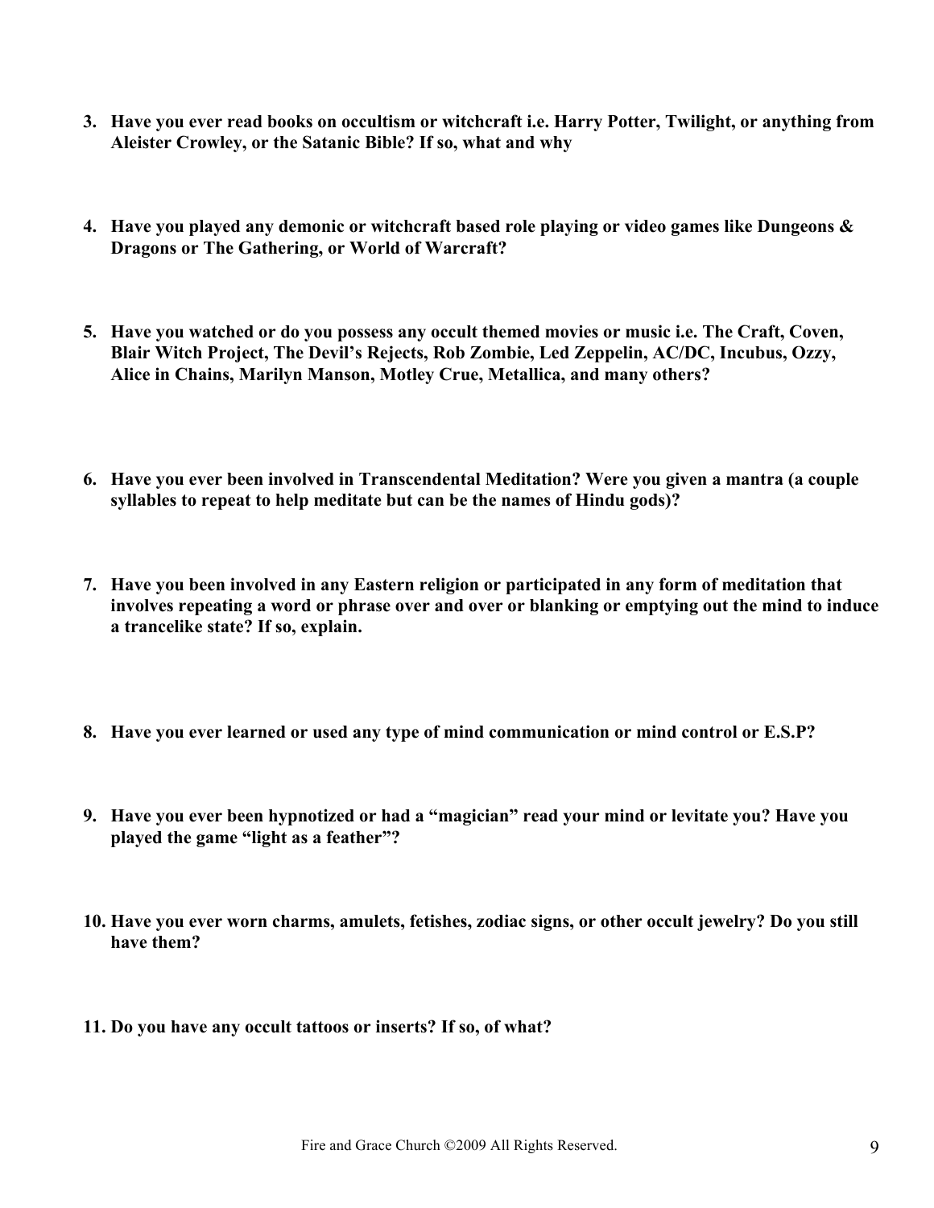3. **Have you ever read books on occultism or witchcraft i.e. Harry Potter, Twilight, or anything from Aleister Crowley, or the Satanic Bible? If so, what and why**

4. **Have you played any demonic or witchcraft based role playing or video games like Dungeons & Dragons or The Gathering, or World of Warcraft?**

5. **Have you watched or do you possess any occult themed movies or music i.e. The Craft, Coven, Blair Witch Project, The Devil's Rejects, Rob Zombie, Led Zeppelin, AC/DC, Incubus, Ozzy, Alice in Chains, Marilyn Manson, Motley Crue, Metallica, and many others?**

6. **Have you ever been involved in Transcendental Meditation? Were you given a mantra (a couple syllables to repeat to help meditate but can be the names of Hindu gods)?**

7. **Have you been involved in any Eastern religion or participated in any form of meditation that involves repeating a word or phrase over and over or blanking or emptying out the mind to induce a trancelike state? If so, explain.**

8. **Have you ever learned or used any type of mind communication or mind control or E.S.P?**

9. **Have you ever been hypnotized or had a "magician" read your mind or levitate you? Have you played the game "light as a feather"?**

10. **Have you ever worn charms, amulets, fetishes, zodiac signs, or other occult jewelry? Do you still have them?**

11. **Do you have any occult tattoos or inserts? If so, of what?**

Fire and Grace Church ©2009 All Rights Reserved.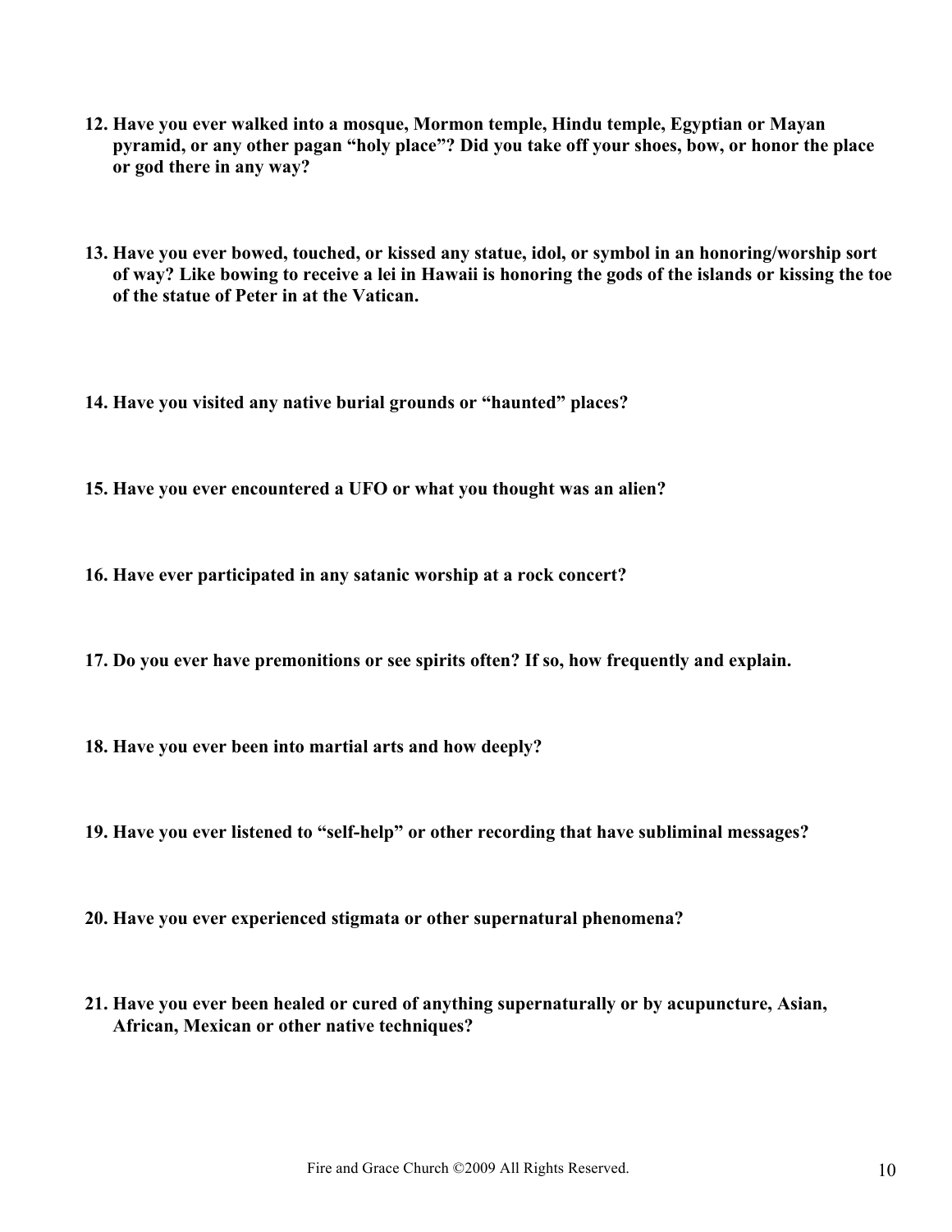**12. Have you ever walked into a mosque, Mormon temple, Hindu temple, Egyptian or Mayan pyramid, or any other pagan "holy place"? Did you take off your shoes, bow, or honor the place or god there in any way?**

**13. Have you ever bowed, touched, or kissed any statue, idol, or symbol in an honoring/worship sort of way? Like bowing to receive a lei in Hawaii is honoring the gods of the islands or kissing the toe of the statue of Peter in at the Vatican.**

**14. Have you visited any native burial grounds or "haunted" places?**

**15. Have you ever encountered a UFO or what you thought was an alien?**

**16. Have ever participated in any satanic worship at a rock concert?**

**17. Do you ever have premonitions or see spirits often? If so, how frequently and explain.**

**18. Have you ever been into martial arts and how deeply?**

**19. Have you ever listened to "self-help" or other recording that have subliminal messages?**

**20. Have you ever experienced stigmata or other supernatural phenomena?**

**21. Have you ever been healed or cured of anything supernaturally or by acupuncture, Asian, African, Mexican or other native techniques?**

Fire and Grace Church ©2009 All Rights Reserved.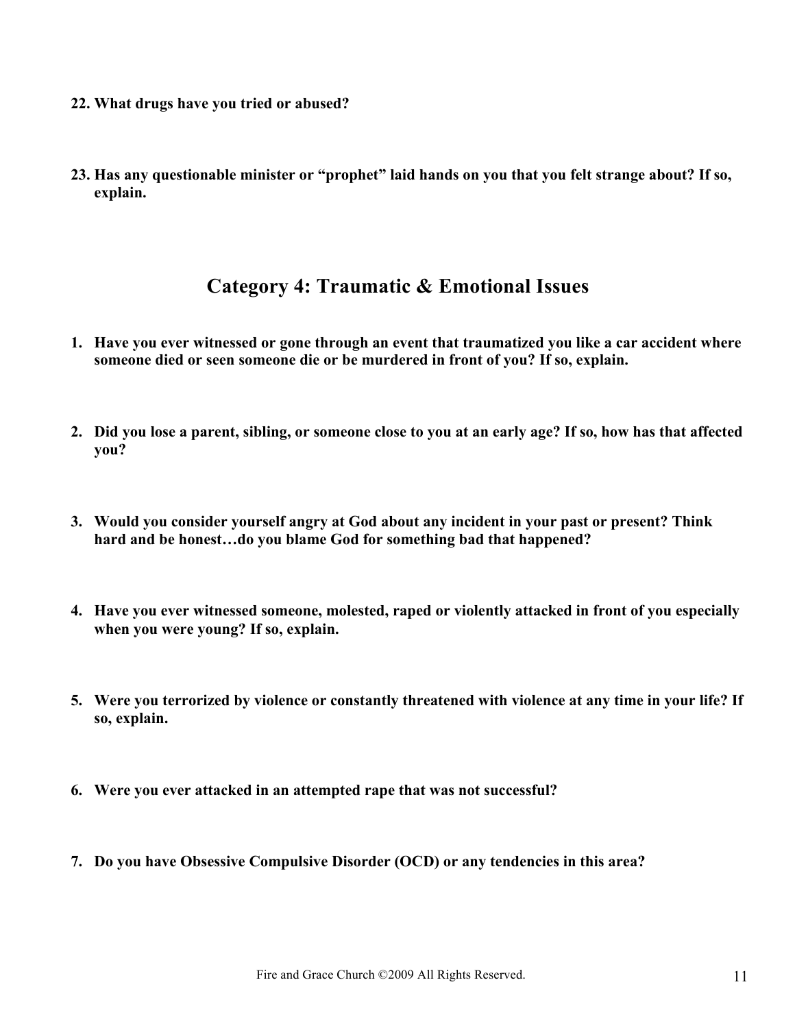**22. What drugs have you tried or abused?**

**23. Has any questionable minister or "prophet" laid hands on you that you felt strange about? If so, explain.**

## Category 4: Traumatic & Emotional Issues

1. **Have you ever witnessed or gone through an event that traumatized you like a car accident where someone died or seen someone die or be murdered in front of you? If so, explain.**

2. **Did you lose a parent, sibling, or someone close to you at an early age? If so, how has that affected you?**

3. **Would you consider yourself angry at God about any incident in your past or present? Think hard and be honest…do you blame God for something bad that happened?**

4. **Have you ever witnessed someone, molested, raped or violently attacked in front of you especially when you were young? If so, explain.**

5. **Were you terrorized by violence or constantly threatened with violence at any time in your life? If so, explain.**

6. **Were you ever attacked in an attempted rape that was not successful?**

7. **Do you have Obsessive Compulsive Disorder (OCD) or any tendencies in this area?**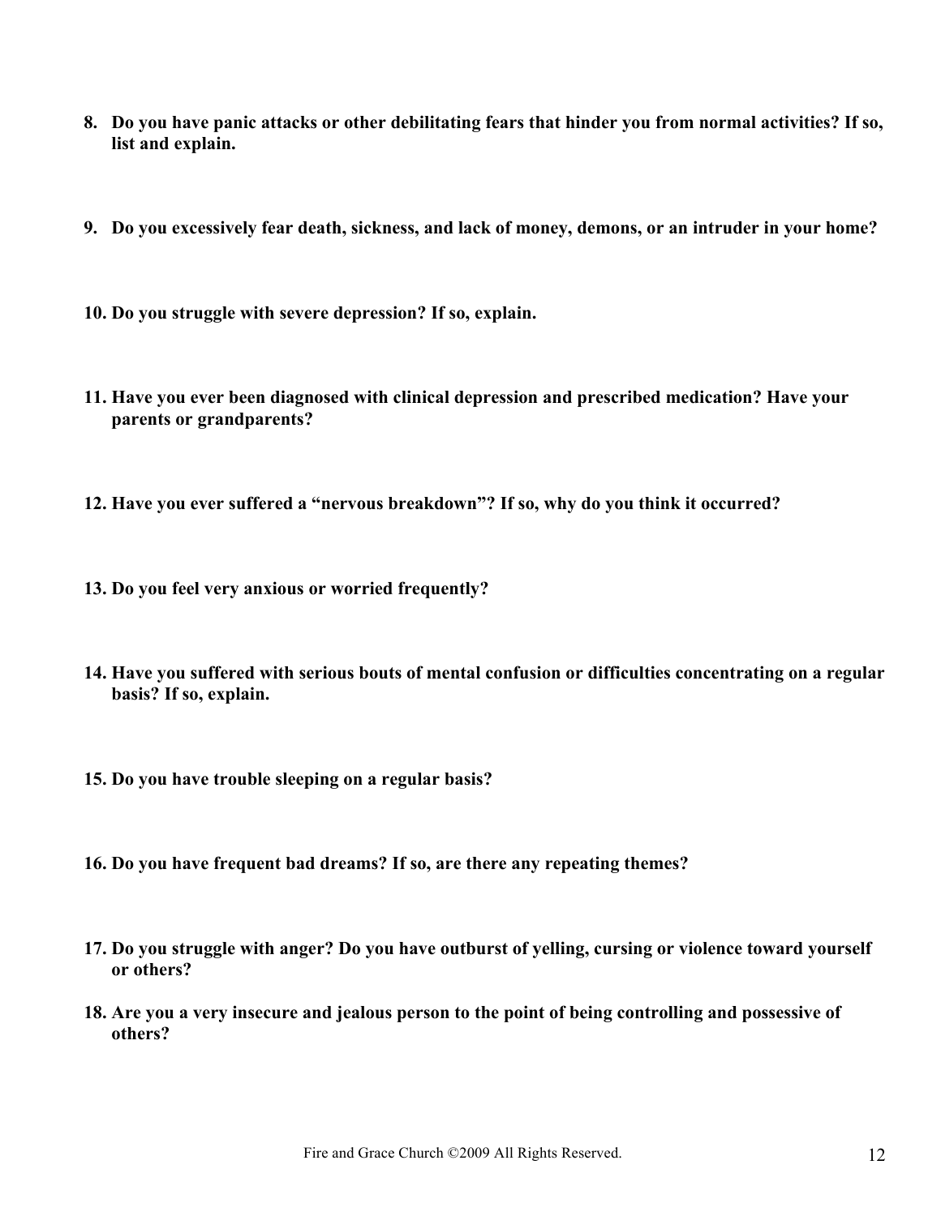8. **Do you have panic attacks or other debilitating fears that hinder you from normal activities? If so, list and explain.**

9. **Do you excessively fear death, sickness, and lack of money, demons, or an intruder in your home?**

10. **Do you struggle with severe depression? If so, explain.**

11. **Have you ever been diagnosed with clinical depression and prescribed medication? Have your parents or grandparents?**

12. **Have you ever suffered a "nervous breakdown"? If so, why do you think it occurred?**

13. **Do you feel very anxious or worried frequently?**

14. **Have you suffered with serious bouts of mental confusion or difficulties concentrating on a regular basis? If so, explain.**

15. **Do you have trouble sleeping on a regular basis?**

16. **Do you have frequent bad dreams? If so, are there any repeating themes?**

17. **Do you struggle with anger? Do you have outburst of yelling, cursing or violence toward yourself or others?**

18. **Are you a very insecure and jealous person to the point of being controlling and possessive of others?**

Fire and Grace Church ©2009 All Rights Reserved.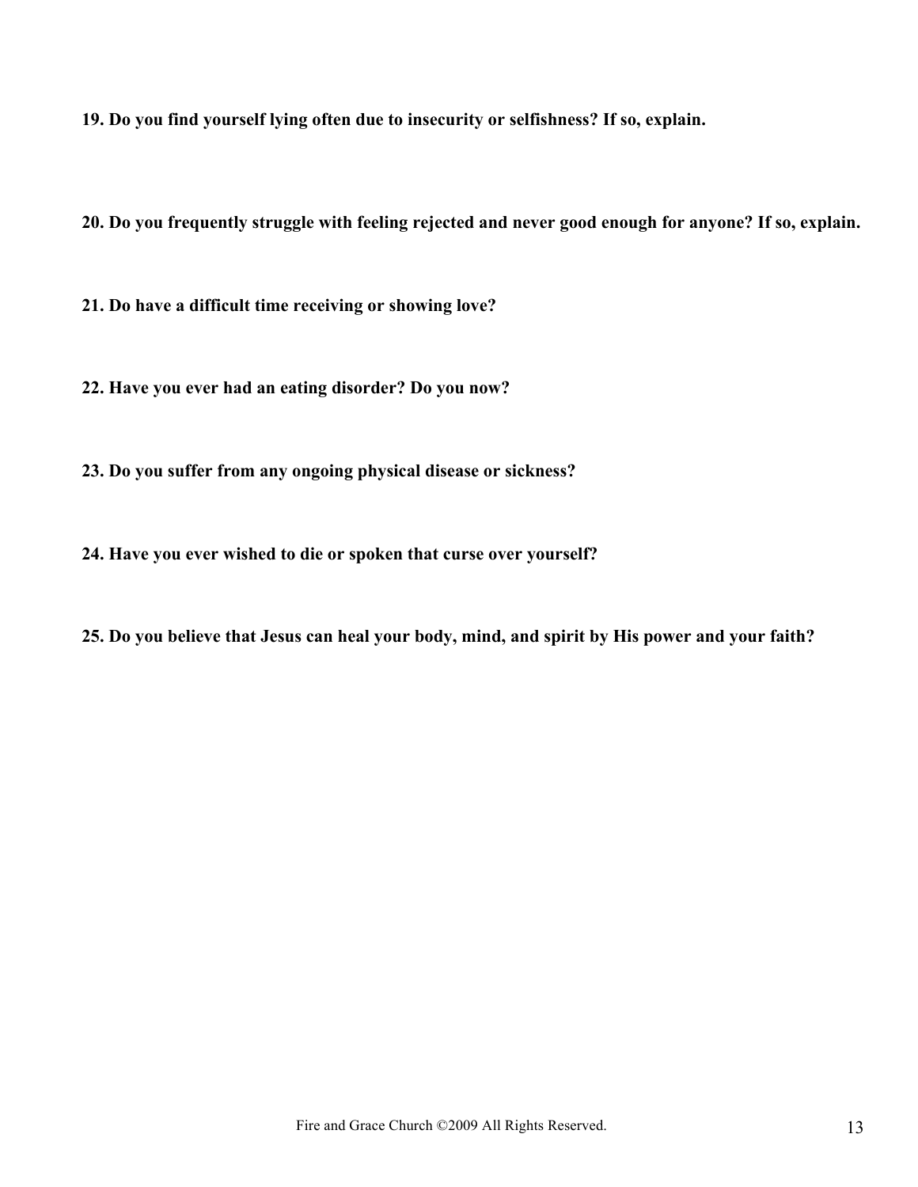**19. Do you find yourself lying often due to insecurity or selfishness? If so, explain.**

**20. Do you frequently struggle with feeling rejected and never good enough for anyone? If so, explain.**

**21. Do have a difficult time receiving or showing love?**

**22. Have you ever had an eating disorder? Do you now?**

**23. Do you suffer from any ongoing physical disease or sickness?**

**24. Have you ever wished to die or spoken that curse over yourself?**

**25. Do you believe that Jesus can heal your body, mind, and spirit by His power and your faith?**

Fire and Grace Church ©2009 All Rights Reserved.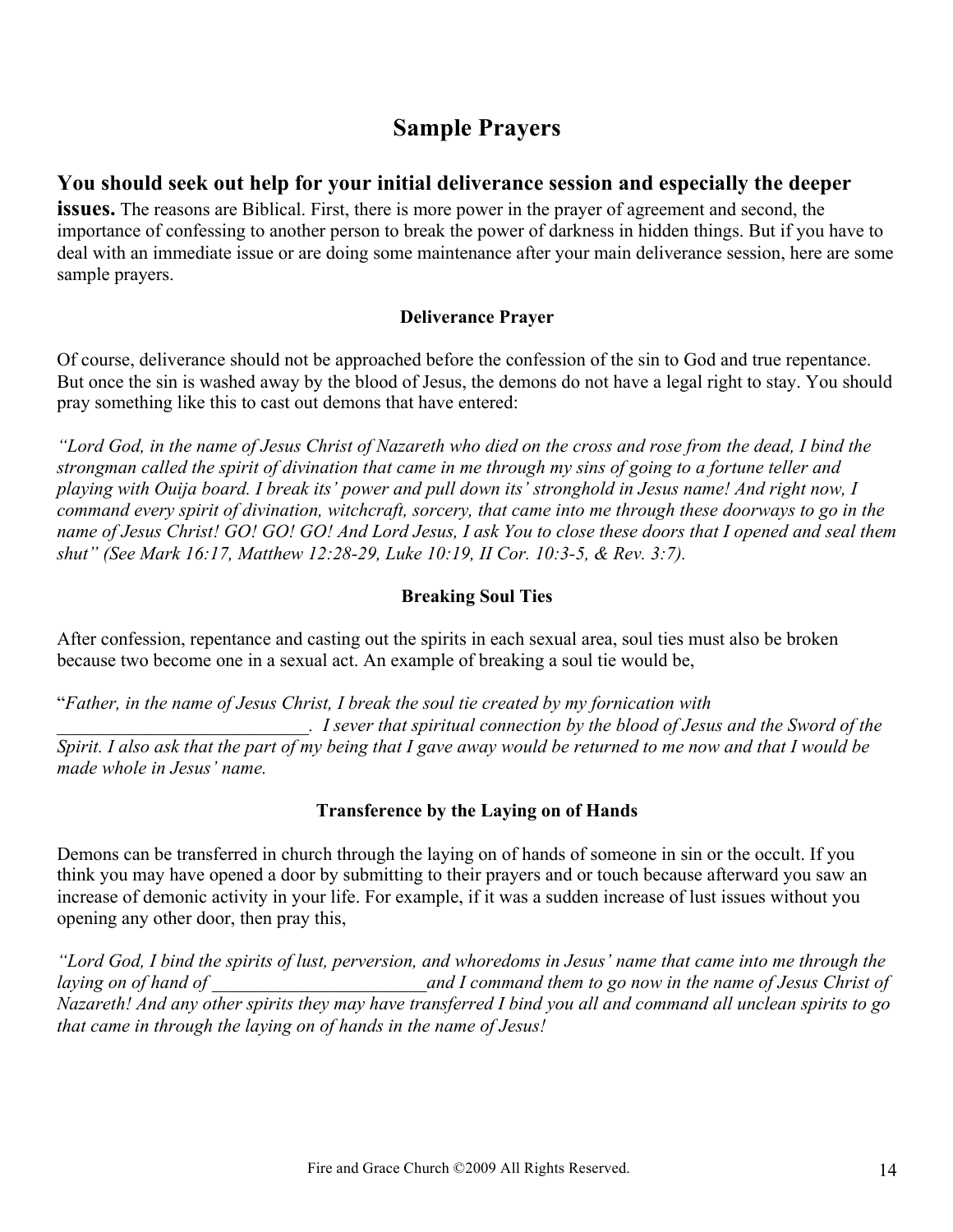# Sample Prayers

**You should seek out help for your initial deliverance session and especially the deeper issues.** The reasons are Biblical. First, there is more power in the prayer of agreement and second, the importance of confessing to another person to break the power of darkness in hidden things. But if you have to deal with an immediate issue or are doing some maintenance after your main deliverance session, here are some sample prayers.

### Deliverance Prayer

Of course, deliverance should not be approached before the confession of the sin to God and true repentance. But once the sin is washed away by the blood of Jesus, the demons do not have a legal right to stay. You should pray something like this to cast out demons that have entered:

*"Lord God, in the name of Jesus Christ of Nazareth who died on the cross and rose from the dead, I bind the strongman called the spirit of divination that came in me through my sins of going to a fortune teller and playing with Ouija board. I break its' power and pull down its' stronghold in Jesus name! And right now, I command every spirit of divination, witchcraft, sorcery, that came into me through these doorways to go in the name of Jesus Christ! GO! GO! GO! And Lord Jesus, I ask You to close these doors that I opened and seal them shut" (See Mark 16:17, Matthew 12:28-29, Luke 10:19, II Cor. 10:3-5, & Rev. 3:7).*

### Breaking Soul Ties

After confession, repentance and casting out the spirits in each sexual area, soul ties must also be broken because two become one in a sexual act. An example of breaking a soul tie would be,

"*Father, in the name of Jesus Christ, I break the soul tie created by my fornication with ___________________________. I sever that spiritual connection by the blood of Jesus and the Sword of the Spirit. I also ask that the part of my being that I gave away would be returned to me now and that I would be made whole in Jesus' name.*

### Transference by the Laying on of Hands

Demons can be transferred in church through the laying on of hands of someone in sin or the occult. If you think you may have opened a door by submitting to their prayers and or touch because afterward you saw an increase of demonic activity in your life. For example, if it was a sudden increase of lust issues without you opening any other door, then pray this,

*"Lord God, I bind the spirits of lust, perversion, and whoredoms in Jesus' name that came into me through the laying on of hand of ________________________and I command them to go now in the name of Jesus Christ of Nazareth! And any other spirits they may have transferred I bind you all and command all unclean spirits to go that came in through the laying on of hands in the name of Jesus!*

Fire and Grace Church ©2009 All Rights Reserved.